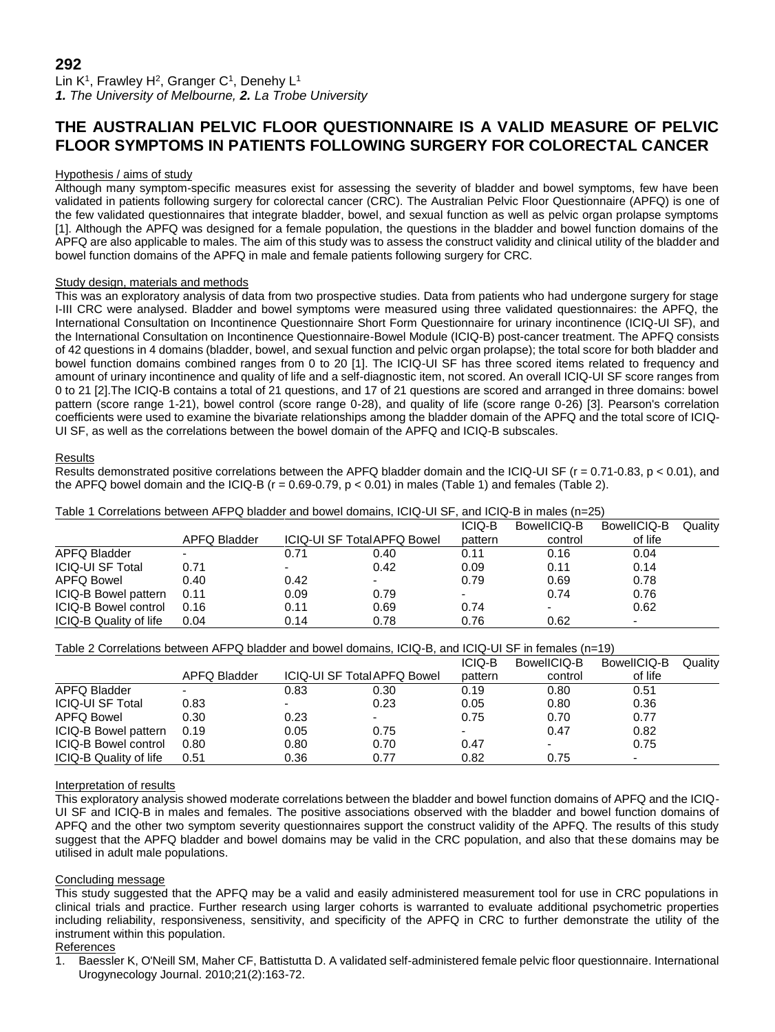**292**

Lin K[1], Frawley H[2], Granger C[1], Denehy L[1]

***1.** The University of Melbourne,* ***2.** La Trobe University*

# THE AUSTRALIAN PELVIC FLOOR QUESTIONNAIRE IS A VALID MEASURE OF PELVIC FLOOR SYMPTOMS IN PATIENTS FOLLOWING SURGERY FOR COLORECTAL CANCER

## Hypothesis / aims of study

Although many symptom-specific measures exist for assessing the severity of bladder and bowel symptoms, few have been validated in patients following surgery for colorectal cancer (CRC). The Australian Pelvic Floor Questionnaire (APFQ) is one of the few validated questionnaires that integrate bladder, bowel, and sexual function as well as pelvic organ prolapse symptoms [1]. Although the APFQ was designed for a female population, the questions in the bladder and bowel function domains of the APFQ are also applicable to males. The aim of this study was to assess the construct validity and clinical utility of the bladder and bowel function domains of the APFQ in male and female patients following surgery for CRC.

## Study design, materials and methods

This was an exploratory analysis of data from two prospective studies. Data from patients who had undergone surgery for stage I-III CRC were analysed. Bladder and bowel symptoms were measured using three validated questionnaires: the APFQ, the International Consultation on Incontinence Questionnaire Short Form Questionnaire for urinary incontinence (ICIQ-UI SF), and the International Consultation on Incontinence Questionnaire-Bowel Module (ICIQ-B) post-cancer treatment. The APFQ consists of 42 questions in 4 domains (bladder, bowel, and sexual function and pelvic organ prolapse); the total score for both bladder and bowel function domains combined ranges from 0 to 20 [1]. The ICIQ-UI SF has three scored items related to frequency and amount of urinary incontinence and quality of life and a self-diagnostic item, not scored. An overall ICIQ-UI SF score ranges from 0 to 21 [2].The ICIQ-B contains a total of 21 questions, and 17 of 21 questions are scored and arranged in three domains: bowel pattern (score range 1-21), bowel control (score range 0-28), and quality of life (score range 0-26) [3]. Pearson's correlation coefficients were used to examine the bivariate relationships among the bladder domain of the APFQ and the total score of ICIQ-UI SF, as well as the correlations between the bowel domain of the APFQ and ICIQ-B subscales.

## Results

Results demonstrated positive correlations between the APFQ bladder domain and the ICIQ-UI SF ($r = 0.71$-$0.83$, $p < 0.01$), and the APFQ bowel domain and the ICIQ-B ($r = 0.69$-$0.79$, $p < 0.01$) in males (Table 1) and females (Table 2).

Table 1 Correlations between AFPQ bladder and bowel domains, ICIQ-UI SF, and ICIQ-B in males (n=25)

| | APFQ Bladder | ICIQ-UI SF Total | APFQ Bowel | ICIQ-B Bowel pattern | ICIQ-B Bowel control | ICIQ-B Quality of life |
|---|---|---|---|---|---|---|
| APFQ Bladder | - | 0.71 | 0.40 | 0.11 | 0.16 | 0.04 |
| ICIQ-UI SF Total | 0.71 | - | 0.42 | 0.09 | 0.11 | 0.14 |
| APFQ Bowel | 0.40 | 0.42 | - | 0.79 | 0.69 | 0.78 |
| ICIQ-B Bowel pattern | 0.11 | 0.09 | 0.79 | - | 0.74 | 0.76 |
| ICIQ-B Bowel control | 0.16 | 0.11 | 0.69 | 0.74 | - | 0.62 |
| ICIQ-B Quality of life | 0.04 | 0.14 | 0.78 | 0.76 | 0.62 | - |

Table 2 Correlations between AFPQ bladder and bowel domains, ICIQ-B, and ICIQ-UI SF in females (n=19)

| | APFQ Bladder | ICIQ-UI SF Total | APFQ Bowel | ICIQ-B Bowel pattern | ICIQ-B Bowel control | ICIQ-B Quality of life |
|---|---|---|---|---|---|---|
| APFQ Bladder | - | 0.83 | 0.30 | 0.19 | 0.80 | 0.51 |
| ICIQ-UI SF Total | 0.83 | - | 0.23 | 0.05 | 0.80 | 0.36 |
| APFQ Bowel | 0.30 | 0.23 | - | 0.75 | 0.70 | 0.77 |
| ICIQ-B Bowel pattern | 0.19 | 0.05 | 0.75 | - | 0.47 | 0.82 |
| ICIQ-B Bowel control | 0.80 | 0.80 | 0.70 | 0.47 | - | 0.75 |
| ICIQ-B Quality of life | 0.51 | 0.36 | 0.77 | 0.82 | 0.75 | - |

## Interpretation of results

This exploratory analysis showed moderate correlations between the bladder and bowel function domains of APFQ and the ICIQ-UI SF and ICIQ-B in males and females. The positive associations observed with the bladder and bowel function domains of APFQ and the other two symptom severity questionnaires support the construct validity of the APFQ. The results of this study suggest that the APFQ bladder and bowel domains may be valid in the CRC population, and also that these domains may be utilised in adult male populations.

## Concluding message

This study suggested that the APFQ may be a valid and easily administered measurement tool for use in CRC populations in clinical trials and practice. Further research using larger cohorts is warranted to evaluate additional psychometric properties including reliability, responsiveness, sensitivity, and specificity of the APFQ in CRC to further demonstrate the utility of the instrument within this population.

## References

1. Baessler K, O'Neill SM, Maher CF, Battistutta D. A validated self-administered female pelvic floor questionnaire. International Urogynecology Journal. 2010;21(2):163-72.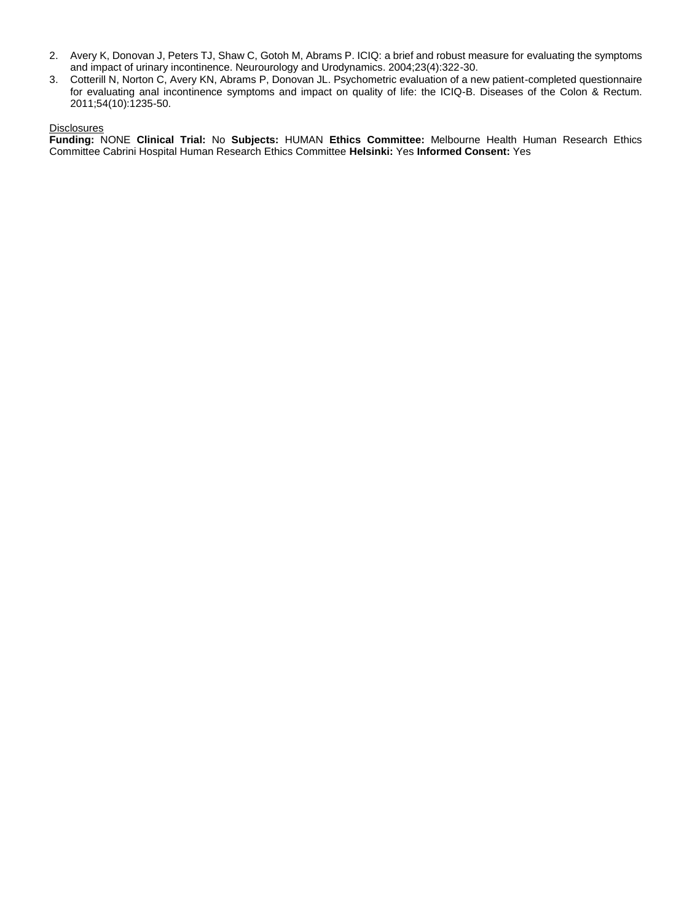2. Avery K, Donovan J, Peters TJ, Shaw C, Gotoh M, Abrams P. ICIQ: a brief and robust measure for evaluating the symptoms and impact of urinary incontinence. Neurourology and Urodynamics. 2004;23(4):322-30.
3. Cotterill N, Norton C, Avery KN, Abrams P, Donovan JL. Psychometric evaluation of a new patient-completed questionnaire for evaluating anal incontinence symptoms and impact on quality of life: the ICIQ-B. Diseases of the Colon & Rectum. 2011;54(10):1235-50.

Disclosures

**Funding:** NONE **Clinical Trial:** No **Subjects:** HUMAN **Ethics Committee:** Melbourne Health Human Research Ethics Committee Cabrini Hospital Human Research Ethics Committee **Helsinki:** Yes **Informed Consent:** Yes